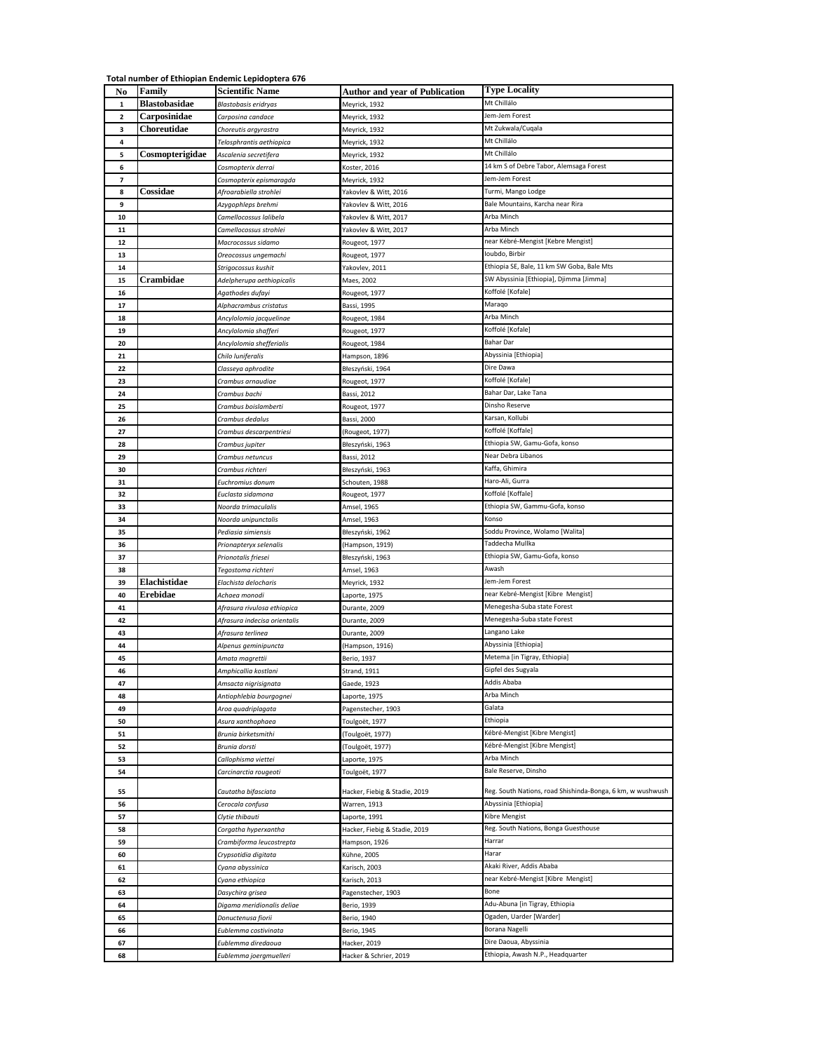**Total number of Ethiopian Endemic Lepidoptera 676**

| No | Family | Scientific Name | Author and year of Publication | Type Locality |
|---|---|---|---|---|
| 1 | **Blastobasidae** | *Blastobasis eridryas* | Meyrick, 1932 | Mt Chillálo |
| 2 | **Carposinidae** | *Carposina candace* | Meyrick, 1932 | Jem-Jem Forest |
| 3 | **Choreutidae** | *Choreutis argyrastra* | Meyrick, 1932 | Mt Zukwala/Cuqala |
| 4 | | *Telosphrantis aethiopica* | Meyrick, 1932 | Mt Chillálo |
| 5 | **Cosmopterigidae** | *Ascalenia secretifera* | Meyrick, 1932 | Mt Chillálo |
| 6 | | *Cosmopterix derrai* | Koster, 2016 | 14 km S of Debre Tabor, Alemsaga Forest |
| 7 | | *Cosmopterix epismaragda* | Meyrick, 1932 | Jem-Jem Forest |
| 8 | **Cossidae** | *Afroarabiella strohlei* | Yakovlev & Witt, 2016 | Turmi, Mango Lodge |
| 9 | | *Azygophleps brehmi* | Yakovlev & Witt, 2016 | Bale Mountains, Karcha near Rira |
| 10 | | *Camellocossus lalibela* | Yakovlev & Witt, 2017 | Arba Minch |
| 11 | | *Camellocossus strohlei* | Yakovlev & Witt, 2017 | Arba Minch |
| 12 | | *Macrocossus sidamo* | Rougeot, 1977 | near Kébré-Mengist [Kebre Mengist] |
| 13 | | *Oreocossus ungemachi* | Rougeot, 1977 | Ioubdo, Birbir |
| 14 | | *Strigocossus kushit* | Yakovlev, 2011 | Ethiopia SE, Bale, 11 km SW Goba, Bale Mts |
| 15 | **Crambidae** | *Adelpherupa aethiopicalis* | Maes, 2002 | SW Abyssinia [Ethiopia], Djimma [Jimma] |
| 16 | | *Agathodes dufayi* | Rougeot, 1977 | Koffolé [Kofale] |
| 17 | | *Alphacrambus cristatus* | Bassi, 1995 | Maraqo |
| 18 | | *Ancylolomia jacquelinae* | Rougeot, 1984 | Arba Minch |
| 19 | | *Ancylolomia shafferi* | Rougeot, 1977 | Koffolé [Kofale] |
| 20 | | *Ancylolomia shefferialis* | Rougeot, 1984 | Bahar Dar |
| 21 | | *Chilo luniferalis* | Hampson, 1896 | Abyssinia [Ethiopia] |
| 22 | | *Classeya aphrodite* | Błeszyński, 1964 | Dire Dawa |
| 23 | | *Crambus arnaudiae* | Rougeot, 1977 | Koffolé [Kofale] |
| 24 | | *Crambus bachi* | Bassi, 2012 | Bahar Dar, Lake Tana |
| 25 | | *Crambus boislamberti* | Rougeot, 1977 | Dinsho Reserve |
| 26 | | *Crambus dedalus* | Bassi, 2000 | Karsan, Kollubi |
| 27 | | *Crambus descarpentriesi* | (Rougeot, 1977) | Koffolé [Koffale] |
| 28 | | *Crambus jupiter* | Błeszyński, 1963 | Ethiopia SW, Gamu-Gofa, konso |
| 29 | | *Crambus netuncus* | Bassi, 2012 | Near Debra Libanos |
| 30 | | *Crambus richteri* | Błeszyński, 1963 | Kaffa, Ghimira |
| 31 | | *Euchromius donum* | Schouten, 1988 | Haro-Ali, Gurra |
| 32 | | *Euclasta sidamona* | Rougeot, 1977 | Koffolé [Koffale] |
| 33 | | *Noorda trimaculalis* | Amsel, 1965 | Ethiopia SW, Gammu-Gofa, konso |
| 34 | | *Noorda unipunctalis* | Amsel, 1963 | Konso |
| 35 | | *Pediasia simiensis* | Błeszyński, 1962 | Soddu Province, Wolamo [Walita] |
| 36 | | *Prionapteryx selenalis* | (Hampson, 1919) | Taddecha Mullka |
| 37 | | *Prionotalis friesei* | Błeszyński, 1963 | Ethiopia SW, Gamu-Gofa, konso |
| 38 | | *Tegostoma richteri* | Amsel, 1963 | Awash |
| 39 | **Elachistidae** | *Elachista delocharis* | Meyrick, 1932 | Jem-Jem Forest |
| 40 | **Erebidae** | *Achaea monodi* | Laporte, 1975 | near Kebré-Mengist [Kibre Mengist] |
| 41 | | *Afrasura rivulosa ethiopica* | Durante, 2009 | Menegesha-Suba state Forest |
| 42 | | *Afrasura indecisa orientalis* | Durante, 2009 | Menegesha-Suba state Forest |
| 43 | | *Afrasura terlinea* | Durante, 2009 | Langano Lake |
| 44 | | *Alpenus geminipuncta* | (Hampson, 1916) | Abyssinia [Ethiopia] |
| 45 | | *Amata magrettii* | Berio, 1937 | Metema [in Tigray, Ethiopia] |
| 46 | | *Amphicallia kostlani* | Strand, 1911 | Gipfel des Sugyala |
| 47 | | *Amsacta nigrisignata* | Gaede, 1923 | Addis Ababa |
| 48 | | *Antiophlebia bourgognei* | Laporte, 1975 | Arba Minch |
| 49 | | *Aroa quadriplagata* | Pagenstecher, 1903 | Galata |
| 50 | | *Asura xanthophaea* | Toulgoët, 1977 | Ethiopia |
| 51 | | *Brunia birketsmithi* | (Toulgoët, 1977) | Kébré-Mengist [Kibre Mengist] |
| 52 | | *Brunia dorsti* | (Toulgoët, 1977) | Kébré-Mengist [Kibre Mengist] |
| 53 | | *Callophisma viettei* | Laporte, 1975 | Arba Minch |
| 54 | | *Carcinarctia rougeoti* | Toulgoët, 1977 | Bale Reserve, Dinsho |
| 55 | | *Cautatha bifasciata* | Hacker, Fiebig & Stadie, 2019 | Reg. South Nations, road Shishinda-Bonga, 6 km, w wushwush |
| 56 | | *Cerocala confusa* | Warren, 1913 | Abyssinia [Ethiopia] |
| 57 | | *Clytie thibauti* | Laporte, 1991 | Kibre Mengist |
| 58 | | *Corgatha hyperxantha* | Hacker, Fiebig & Stadie, 2019 | Reg. South Nations, Bonga Guesthouse |
| 59 | | *Crambiforma leucostrepta* | Hampson, 1926 | Harrar |
| 60 | | *Crypsotidia digitata* | Kühne, 2005 | Harar |
| 61 | | *Cyana abyssinica* | Karisch, 2003 | Akaki River, Addis Ababa |
| 62 | | *Cyana ethiopica* | Karisch, 2013 | near Kebré-Mengist [Kibre Mengist] |
| 63 | | *Dasychira grisea* | Pagenstecher, 1903 | Bone |
| 64 | | *Digama meridionalis deliae* | Berio, 1939 | Adu-Abuna [in Tigray, Ethiopia |
| 65 | | *Donuctenusa fiorii* | Berio, 1940 | Ogaden, Uarder [Warder] |
| 66 | | *Eublemma costivinata* | Berio, 1945 | Borana Nagelli |
| 67 | | *Eublemma diredaoua* | Hacker, 2019 | Dire Daoua, Abyssinia |
| 68 | | *Eublemma joergmuelleri* | Hacker & Schrier, 2019 | Ethiopia, Awash N.P., Headquarter |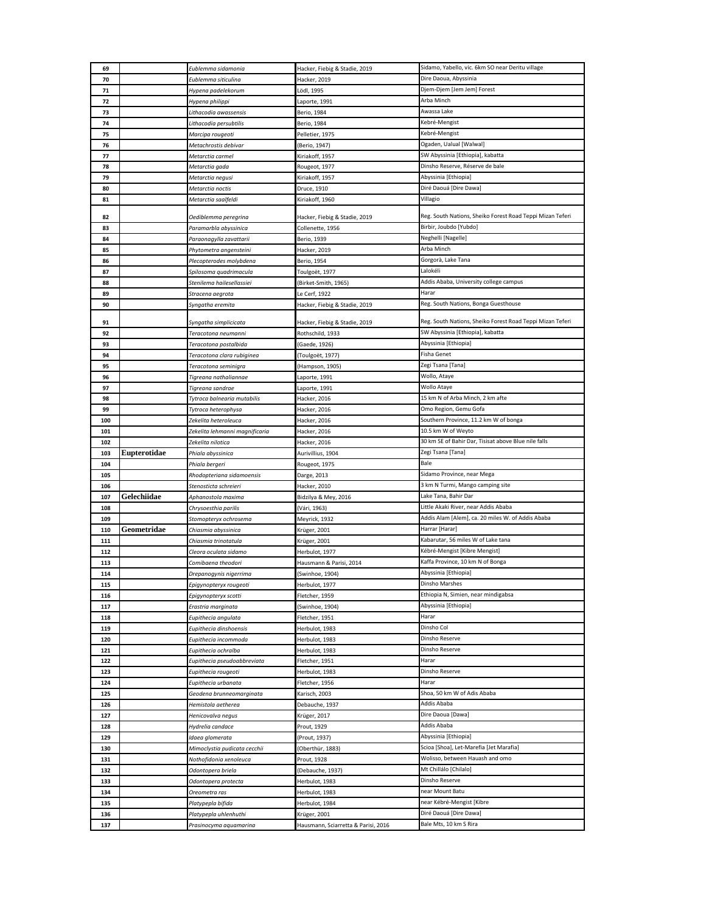| 69 | | *Eublemma sidamonia* | Hacker, Fiebig & Stadie, 2019 | Sidamo, Yabello, vic. 6km SO near Deritu village |
|---|---|---|---|---|
| 70 | | *Eublemma siticulina* | Hacker, 2019 | Dire Daoua, Abyssinia |
| 71 | | *Hypena padelekorum* | Lödl, 1995 | Djem-Djem [Jem Jem] Forest |
| 72 | | *Hypena philippi* | Laporte, 1991 | Arba Minch |
| 73 | | *Lithacodia awassensis* | Berio, 1984 | Awassa Lake |
| 74 | | *Lithacodia persubtilis* | Berio, 1984 | Kebré-Mengist |
| 75 | | *Marcipa rougeoti* | Pelletier, 1975 | Kebré-Mengist |
| 76 | | *Metachrostis debivar* | (Berio, 1947) | Ogaden, Ualual [Walwal] |
| 77 | | *Metarctia carmel* | Kiriakoff, 1957 | SW Abyssinia [Ethiopia], kabatta |
| 78 | | *Metarctia gada* | Rougeot, 1977 | Dinsho Reserve, Réserve de bale |
| 79 | | *Metarctia negusi* | Kiriakoff, 1957 | Abyssinia [Ethiopia] |
| 80 | | *Metarctia noctis* | Druce, 1910 | Diré Daouá [Dire Dawa] |
| 81 | | *Metarctia saalfeldi* | Kiriakoff, 1960 | Villagio |
| 82 | | *Oediblemma peregrina* | Hacker, Fiebig & Stadie, 2019 | Reg. South Nations, Sheiko Forest Road Teppi Mizan Teferi |
| 83 | | *Paramarbla abyssinica* | Collenette, 1956 | Birbir, Joubdo [Yubdo] |
| 84 | | *Paraonagylla zavattarii* | Berio, 1939 | Neghelli [Nagelle] |
| 85 | | *Phytometra angensteini* | Hacker, 2019 | Arba Minch |
| 86 | | *Plecopterodes molybdena* | Berio, 1954 | Gorgorà, Lake Tana |
| 87 | | *Spilosoma quadrimacula* | Toulgoët, 1977 | Lalokéli |
| 88 | | *Stenilema hailesellassiei* | (Birket-Smith, 1965) | Addis Ababa, University college campus |
| 89 | | *Stracena aegrota* | Le Cerf, 1922 | Harar |
| 90 | | *Syngatha eremita* | Hacker, Fiebig & Stadie, 2019 | Reg. South Nations, Bonga Guesthouse |
| 91 | | *Syngatha simplicicata* | Hacker, Fiebig & Stadie, 2019 | Reg. South Nations, Sheiko Forest Road Teppi Mizan Teferi |
| 92 | | *Teracotona neumanni* | Rothschild, 1933 | SW Abyssinia [Ethiopia], kabatta |
| 93 | | *Teracotona postalbida* | (Gaede, 1926) | Abyssinia [Ethiopia] |
| 94 | | *Teracotona clara rubiginea* | (Toulgoët, 1977) | Fisha Genet |
| 95 | | *Teracotona seminigra* | (Hampson, 1905) | Zegi Tsana [Tana] |
| 96 | | *Tigreana nathaliannae* | Laporte, 1991 | Wollo, Ataye |
| 97 | | *Tigreana sandrae* | Laporte, 1991 | Wollo Ataye |
| 98 | | *Tytroca balnearia mutabilis* | Hacker, 2016 | 15 km N of Arba Minch, 2 km afte |
| 99 | | *Tytroca heterophysa* | Hacker, 2016 | Omo Region, Gemu Gofa |
| 100 | | *Zekelita heteroleuca* | Hacker, 2016 | Southern Province, 11.2 km W of bonga |
| 101 | | *Zekelita lehmanni magnificaria* | Hacker, 2016 | 10.5 km W of Weyto |
| 102 | | *Zekelita nilotica* | Hacker, 2016 | 30 km SE of Bahir Dar, Tisisat above Blue nile falls |
| 103 | **Eupterotidae** | *Phiala abyssinica* | Aurivillius, 1904 | Zegi Tsana [Tana] |
| 104 | | *Phiala bergeri* | Rougeot, 1975 | Bale |
| 105 | | *Rhodopteriana sidamoensis* | Darge, 2013 | Sidamo Province, near Mega |
| 106 | | *Stenosticta schreieri* | Hacker, 2010 | 3 km N Turmi, Mango camping site |
| 107 | **Gelechiidae** | *Aphanostola maxima* | Bidzilya & Mey, 2016 | Lake Tana, Bahir Dar |
| 108 | | *Chrysoesthia parilis* | (Vári, 1963) | Little Akaki River, near Addis Ababa |
| 109 | | *Stomopteryx ochrosema* | Meyrick, 1932 | Addis Alam [Alem], ca. 20 miles W. of Addis Ababa |
| 110 | **Geometridae** | *Chiasmia abyssinica* | Krüger, 2001 | Harrar [Harar] |
| 111 | | *Chiasmia trinotatula* | Krüger, 2001 | Kabarutar, 56 miles W of Lake tana |
| 112 | | *Cleora oculata sidamo* | Herbulot, 1977 | Kébré-Mengist [Kibre Mengist] |
| 113 | | *Comibaena theodori* | Hausmann & Parisi, 2014 | Kaffa Province, 10 km N of Bonga |
| 114 | | *Drepanogynis nigerrima* | (Swinhoe, 1904) | Abyssinia [Ethiopia] |
| 115 | | *Epigynopteryx rougeoti* | Herbulot, 1977 | Dinsho Marshes |
| 116 | | *Epigynopteryx scotti* | Fletcher, 1959 | Ethiopia N, Simien, near mindigabsa |
| 117 | | *Erastria marginata* | (Swinhoe, 1904) | Abyssinia [Ethiopia] |
| 118 | | *Eupithecia angulata* | Fletcher, 1951 | Harar |
| 119 | | *Eupithecia dinshoensis* | Herbulot, 1983 | Dinsho Col |
| 120 | | *Eupithecia incommoda* | Herbulot, 1983 | Dinsho Reserve |
| 121 | | *Eupithecia ochralba* | Herbulot, 1983 | Dinsho Reserve |
| 122 | | *Eupithecia pseudoabbreviata* | Fletcher, 1951 | Harar |
| 123 | | *Eupithecia rougeoti* | Herbulot, 1983 | Dinsho Reserve |
| 124 | | *Eupithecia urbanata* | Fletcher, 1956 | Harar |
| 125 | | *Geodena brunneomarginata* | Karisch, 2003 | Shoa, 50 km W of Adis Ababa |
| 126 | | *Hemistola aetherea* | Debauche, 1937 | Addis Ababa |
| 127 | | *Henicovalva negus* | Krüger, 2017 | Dire Daoua [Dawa] |
| 128 | | *Hydrelia candace* | Prout, 1929 | Addis Ababa |
| 129 | | *Idaea glomerata* | (Prout, 1937) | Abyssinia [Ethiopia] |
| 130 | | *Mimoclystia pudicata cecchii* | (Oberthür, 1883) | Scioa [Shoa], Let-Marefia [Jet Marafia] |
| 131 | | *Nothofidonia xenoleuca* | Prout, 1928 | Wolisso, between Hauash and omo |
| 132 | | *Odontopera briela* | (Debauche, 1937) | Mt Chillálo [Chilalo] |
| 133 | | *Odontopera protecta* | Herbulot, 1983 | Dinsho Reserve |
| 134 | | *Oreometra ras* | Herbulot, 1983 | near Mount Batu |
| 135 | | *Platypepla bifida* | Herbulot, 1984 | near Kébré-Mengist [Kibre |
| 136 | | *Platypepla uhlenhuthi* | Krüger, 2001 | Diré Daouá [Dire Dawa] |
| 137 | | *Prasinocyma aquamarina* | Hausmann, Sciarretta & Parisi, 2016 | Bale Mts, 10 km S Rira |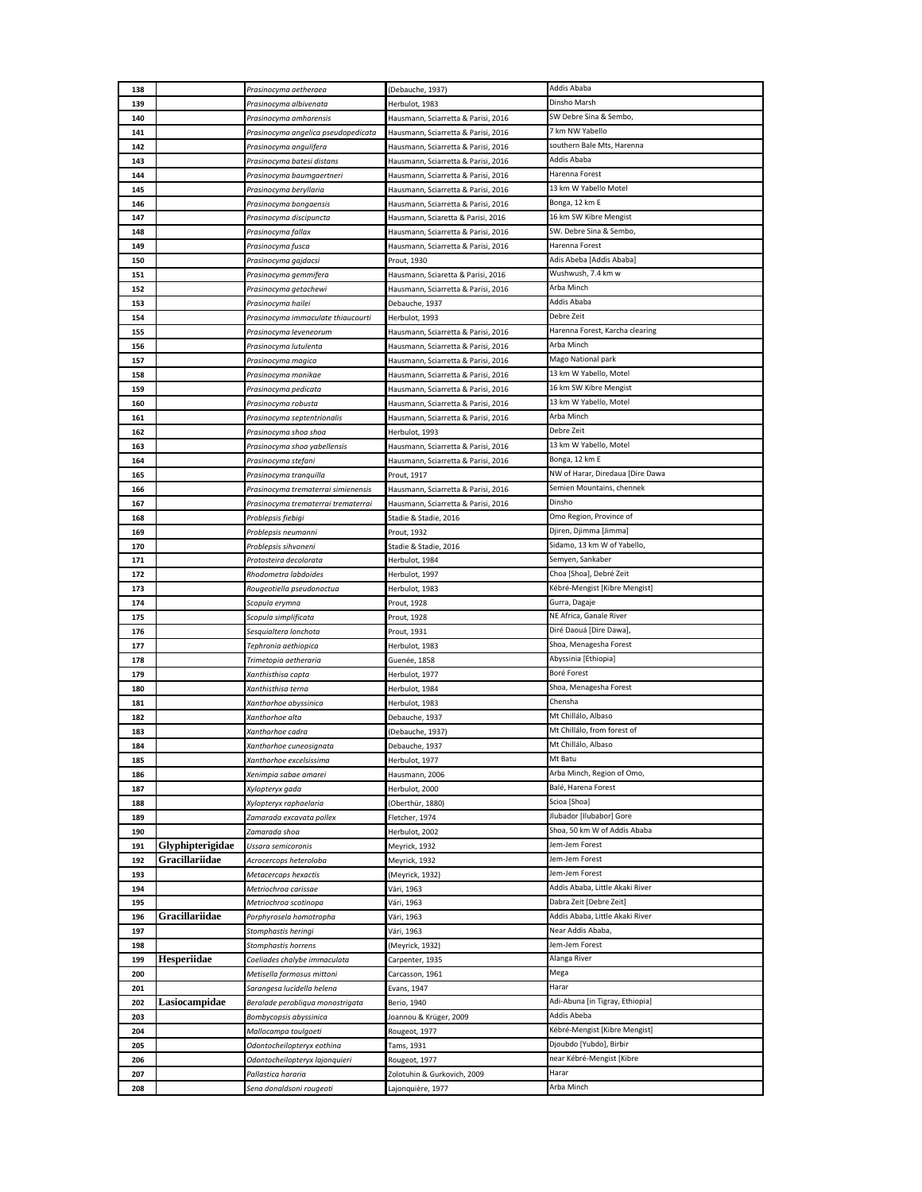| | | | | |
|---|---|---|---|---|
| 138 | | *Prasinocyma aetheraea* | (Debauche, 1937) | Addis Ababa |
| 139 | | *Prasinocyma albivenata* | Herbulot, 1983 | Dinsho Marsh |
| 140 | | *Prasinocyma amharensis* | Hausmann, Sciarretta & Parisi, 2016 | SW Debre Sina & Sembo, |
| 141 | | *Prasinocyma angelica pseudopedicata* | Hausmann, Sciarretta & Parisi, 2016 | 7 km NW Yabello |
| 142 | | *Prasinocyma angulifera* | Hausmann, Sciarretta & Parisi, 2016 | southern Bale Mts, Harenna |
| 143 | | *Prasinocyma batesi distans* | Hausmann, Sciarretta & Parisi, 2016 | Addis Ababa |
| 144 | | *Prasinocyma baumgaertneri* | Hausmann, Sciarretta & Parisi, 2016 | Harenna Forest |
| 145 | | *Prasinocyma beryllaria* | Hausmann, Sciarretta & Parisi, 2016 | 13 km W Yabello Motel |
| 146 | | *Prasinocyma bongaensis* | Hausmann, Sciarretta & Parisi, 2016 | Bonga, 12 km E |
| 147 | | *Prasinocyma discipuncta* | Hausmann, Sciaretta & Parisi, 2016 | 16 km SW Kibre Mengist |
| 148 | | *Prasinocyma fallax* | Hausmann, Sciarretta & Parisi, 2016 | SW. Debre Sina & Sembo, |
| 149 | | *Prasinocyma fusca* | Hausmann, Sciarretta & Parisi, 2016 | Harenna Forest |
| 150 | | *Prasinocyma gajdacsi* | Prout, 1930 | Adis Abeba [Addis Ababa] |
| 151 | | *Prasinocyma gemmifera* | Hausmann, Sciaretta & Parisi, 2016 | Wushwush, 7.4 km w |
| 152 | | *Prasinocyma getachewi* | Hausmann, Sciarretta & Parisi, 2016 | Arba Minch |
| 153 | | *Prasinocyma hailei* | Debauche, 1937 | Addis Ababa |
| 154 | | *Prasinocyma immaculate thiaucourti* | Herbulot, 1993 | Debre Zeit |
| 155 | | *Prasinocyma leveneorum* | Hausmann, Sciarretta & Parisi, 2016 | Harenna Forest, Karcha clearing |
| 156 | | *Prasinocyma lutulenta* | Hausmann, Sciarretta & Parisi, 2016 | Arba Minch |
| 157 | | *Prasinocyma magica* | Hausmann, Sciarretta & Parisi, 2016 | Mago National park |
| 158 | | *Prasinocyma monikae* | Hausmann, Sciarretta & Parisi, 2016 | 13 km W Yabello, Motel |
| 159 | | *Prasinocyma pedicata* | Hausmann, Sciarretta & Parisi, 2016 | 16 km SW Kibre Mengist |
| 160 | | *Prasinocyma robusta* | Hausmann, Sciarretta & Parisi, 2016 | 13 km W Yabello, Motel |
| 161 | | *Prasinocyma septentrionalis* | Hausmann, Sciarretta & Parisi, 2016 | Arba Minch |
| 162 | | *Prasinocyma shoa shoa* | Herbulot, 1993 | Debre Zeit |
| 163 | | *Prasinocyma shoa yabellensis* | Hausmann, Sciarretta & Parisi, 2016 | 13 km W Yabello, Motel |
| 164 | | *Prasinocyma stefani* | Hausmann, Sciarretta & Parisi, 2016 | Bonga, 12 km E |
| 165 | | *Prasinocyma tranquilla* | Prout, 1917 | NW of Harar, Diredaua [Dire Dawa |
| 166 | | *Prasinocyma trematerrai simienensis* | Hausmann, Sciarretta & Parisi, 2016 | Semien Mountains, chennek |
| 167 | | *Prasinocyma trematerrai trematerrai* | Hausmann, Sciarretta & Parisi, 2016 | Dinsho |
| 168 | | *Problepsis fiebigi* | Stadie & Stadie, 2016 | Omo Region, Province of |
| 169 | | *Problepsis neumanni* | Prout, 1932 | Djiren, Djimma [Jimma] |
| 170 | | *Problepsis sihvoneni* | Stadie & Stadie, 2016 | Sidamo, 13 km W of Yabello, |
| 171 | | *Protosteira decolorata* | Herbulot, 1984 | Semyen, Sankaber |
| 172 | | *Rhodometra labdoides* | Herbulot, 1997 | Choa [Shoa], Debré Zeit |
| 173 | | *Rougeotiella pseudonoctua* | Herbulot, 1983 | Kébré-Mengist [Kibre Mengist] |
| 174 | | *Scopula erymna* | Prout, 1928 | Gurra, Dagaje |
| 175 | | *Scopula simplificata* | Prout, 1928 | NE Africa, Ganale River |
| 176 | | *Sesquialtera lonchota* | Prout, 1931 | Diré Daoua [Dire Dawa], |
| 177 | | *Tephronia aethiopica* | Herbulot, 1983 | Shoa, Menagesha Forest |
| 178 | | *Trimetopia aetheraria* | Guenée, 1858 | Abyssinia [Ethiopia] |
| 179 | | *Xanthisthisa copta* | Herbulot, 1977 | Boré Forest |
| 180 | | *Xanthisthisa terna* | Herbulot, 1984 | Shoa, Menagesha Forest |
| 181 | | *Xanthorhoe abyssinica* | Herbulot, 1983 | Chensha |
| 182 | | *Xanthorhoe alta* | Debauche, 1937 | Mt Chillálo, Albaso |
| 183 | | *Xanthorhoe cadra* | (Debauche, 1937) | Mt Chillálo, from forest of |
| 184 | | *Xanthorhoe cuneosignata* | Debauche, 1937 | Mt Chillálo, Albaso |
| 185 | | *Xanthorhoe excelsissima* | Herbulot, 1977 | Mt Batu |
| 186 | | *Xenimpia sabae amarei* | Hausmann, 2006 | Arba Minch, Region of Omo, |
| 187 | | *Xylopteryx gada* | Herbulot, 2000 | Balé, Harena Forest |
| 188 | | *Xylopteryx raphaelaria* | (Oberthür, 1880) | Scioa [Shoa] |
| 189 | | *Zamarada excavata pollex* | Fletcher, 1974 | Jlubador [Ilubabor] Gore |
| 190 | | *Zamarada shoa* | Herbulot, 2002 | Shoa, 50 km W of Addis Ababa |
| 191 | **Glyphipterigidae** | *Ussara semicoronis* | Meyrick, 1932 | Jem-Jem Forest |
| 192 | **Gracillariidae** | *Acrocercops heteroloba* | Meyrick, 1932 | Jem-Jem Forest |
| 193 | | *Metacercops hexactis* | (Meyrick, 1932) | Jem-Jem Forest |
| 194 | | *Metriochroa carissae* | Vári, 1963 | Addis Ababa, Little Akaki River |
| 195 | | *Metriochroa scotinopa* | Vári, 1963 | Dabra Zeit [Debre Zeit] |
| 196 | **Gracillariidae** | *Porphyrosela homotropha* | Vári, 1963 | Addis Ababa, Little Akaki River |
| 197 | | *Stomphastis heringi* | Vári, 1963 | Near Addis Ababa, |
| 198 | | *Stomphastis horrens* | (Meyrick, 1932) | Jem-Jem Forest |
| 199 | **Hesperiidae** | *Coeliades chalybe immaculata* | Carpenter, 1935 | Alanga River |
| 200 | | *Metisella formosus mittoni* | Carcasson, 1961 | Mega |
| 201 | | *Sarangesa lucidella helena* | Evans, 1947 | Harar |
| 202 | **Lasiocampidae** | *Beralade perobliqua monostrigata* | Berio, 1940 | Adi-Abuna [in Tigray, Ethiopia] |
| 203 | | *Bombycopsis abyssinica* | Joannou & Krüger, 2009 | Addis Abeba |
| 204 | | *Mallocampa toulgoeti* | Rougeot, 1977 | Kébré-Mengist [Kibre Mengist] |
| 205 | | *Odontocheilopteryx eothina* | Tams, 1931 | Djoubdo [Yubdo], Birbir |
| 206 | | *Odontocheilopteryx lajonquieri* | Rougeot, 1977 | near Kébré-Mengist [Kibre |
| 207 | | *Pallastica hararia* | Zolotuhin & Gurkovich, 2009 | Harar |
| 208 | | *Sena donaldsoni rougeoti* | Lajonquière, 1977 | Arba Minch |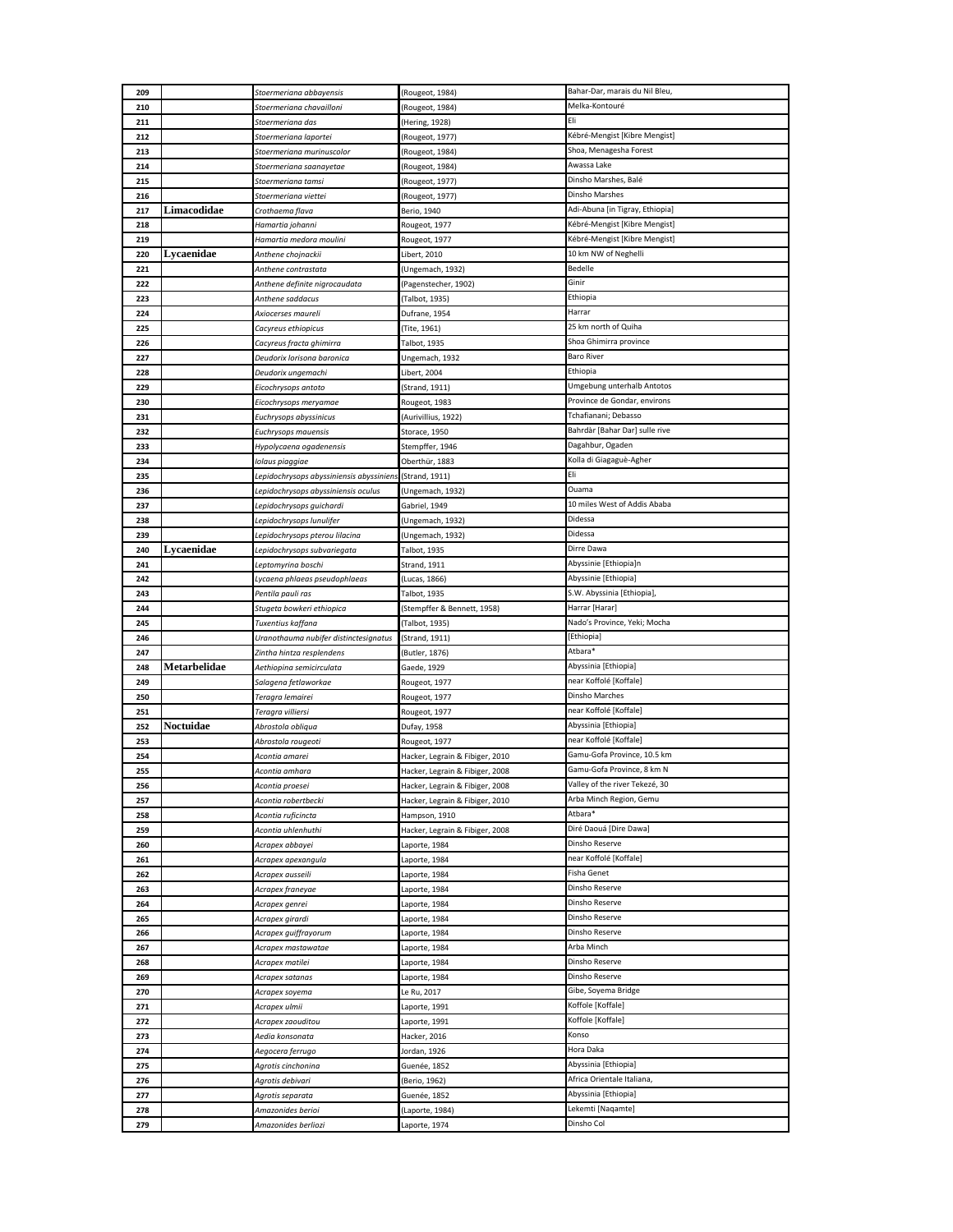| 209 | | *Stoermeriana abbayensis* | (Rougeot, 1984) | Bahar-Dar, marais du Nil Bleu, |
|---|---|---|---|---|
| 210 | | *Stoermeriana chavailloni* | (Rougeot, 1984) | Melka-Kontouré |
| 211 | | *Stoermeriana das* | (Hering, 1928) | Eli |
| 212 | | *Stoermeriana laportei* | (Rougeot, 1977) | Kébré-Mengist [Kibre Mengist] |
| 213 | | *Stoermeriana murinuscolor* | (Rougeot, 1984) | Shoa, Menagesha Forest |
| 214 | | *Stoermeriana saanayetae* | (Rougeot, 1984) | Awassa Lake |
| 215 | | *Stoermeriana tamsi* | (Rougeot, 1977) | Dinsho Marshes, Balé |
| 216 | | *Stoermeriana viettei* | (Rougeot, 1977) | Dinsho Marshes |
| 217 | **Limacodidae** | *Crothaema flava* | Berio, 1940 | Adi-Abuna [in Tigray, Ethiopia] |
| 218 | | *Hamartia johanni* | Rougeot, 1977 | Kébré-Mengist [Kibre Mengist] |
| 219 | | *Hamartia medora moulini* | Rougeot, 1977 | Kébré-Mengist [Kibre Mengist] |
| 220 | **Lycaenidae** | *Anthene chojnackii* | Libert, 2010 | 10 km NW of Neghelli |
| 221 | | *Anthene contrastata* | (Ungemach, 1932) | Bedelle |
| 222 | | *Anthene definite nigrocaudata* | (Pagenstecher, 1902) | Ginir |
| 223 | | *Anthene saddacus* | (Talbot, 1935) | Ethiopia |
| 224 | | *Axiocerses maureli* | Dufrane, 1954 | Harrar |
| 225 | | *Cacyreus ethiopicus* | (Tite, 1961) | 25 km north of Quiha |
| 226 | | *Cacyreus fracta ghimirra* | Talbot, 1935 | Shoa Ghimirra province |
| 227 | | *Deudorix lorisona baronica* | Ungemach, 1932 | Baro River |
| 228 | | *Deudorix ungemachi* | Libert, 2004 | Ethiopia |
| 229 | | *Eicochrysops antoto* | (Strand, 1911) | Umgebung unterhalb Antotos |
| 230 | | *Eicochrysops meryamae* | Rougeot, 1983 | Province de Gondar, environs |
| 231 | | *Euchrysops abyssinicus* | (Aurivillius, 1922) | Tchafianani; Debasso |
| 232 | | *Euchrysops mauensis* | Storace, 1950 | Bahrdàr [Bahar Dar] sulle rive |
| 233 | | *Hypolycaena ogadenensis* | Stempffer, 1946 | Dagahbur, Ogaden |
| 234 | | *Iolaus piaggiae* | Oberthür, 1883 | Kolla di Giagaguè-Agher |
| 235 | | *Lepidochrysops abyssiniensis abyssiniens* | (Strand, 1911) | Eli |
| 236 | | *Lepidochrysops abyssiniensis oculus* | (Ungemach, 1932) | Ouama |
| 237 | | *Lepidochrysops guichardi* | Gabriel, 1949 | 10 miles West of Addis Ababa |
| 238 | | *Lepidochrysops lunulifer* | (Ungemach, 1932) | Didessa |
| 239 | | *Lepidochrysops pterou lilacina* | (Ungemach, 1932) | Didessa |
| 240 | **Lycaenidae** | *Lepidochrysops subvariegata* | Talbot, 1935 | Dirre Dawa |
| 241 | | *Leptomyrina boschi* | Strand, 1911 | Abyssinie [Ethiopia]n |
| 242 | | *Lycaena phlaeas pseudophlaeas* | (Lucas, 1866) | Abyssinie [Ethiopia] |
| 243 | | *Pentila pauli ras* | Talbot, 1935 | S.W. Abyssinia [Ethiopia], |
| 244 | | *Stugeta bowkeri ethiopica* | (Stempffer & Bennett, 1958) | Harrar [Harar] |
| 245 | | *Tuxentius kaffana* | (Talbot, 1935) | Nado's Province, Yeki; Mocha |
| 246 | | *Uranothauma nubifer distinctesignatus* | (Strand, 1911) | [Ethiopia] |
| 247 | | *Zintha hintza resplendens* | (Butler, 1876) | Atbara* |
| 248 | **Metarbelidae** | *Aethiopina semicirculata* | Gaede, 1929 | Abyssinia [Ethiopia] |
| 249 | | *Salagena fetlaworkae* | Rougeot, 1977 | near Koffolé [Koffale] |
| 250 | | *Teragra lemairei* | Rougeot, 1977 | Dinsho Marches |
| 251 | | *Teragra villiersi* | Rougeot, 1977 | near Koffolé [Koffale] |
| 252 | **Noctuidae** | *Abrostola obliqua* | Dufay, 1958 | Abyssinia [Ethiopia] |
| 253 | | *Abrostola rougeoti* | Rougeot, 1977 | near Koffolé [Koffale] |
| 254 | | *Acontia amarei* | Hacker, Legrain & Fibiger, 2010 | Gamu-Gofa Province, 10.5 km |
| 255 | | *Acontia amhara* | Hacker, Legrain & Fibiger, 2008 | Gamu-Gofa Province, 8 km N |
| 256 | | *Acontia proesei* | Hacker, Legrain & Fibiger, 2008 | Valley of the river Tekezé, 30 |
| 257 | | *Acontia robertbecki* | Hacker, Legrain & Fibiger, 2010 | Arba Minch Region, Gemu |
| 258 | | *Acontia ruficincta* | Hampson, 1910 | Atbara* |
| 259 | | *Acontia uhlenhuthi* | Hacker, Legrain & Fibiger, 2008 | Diré Daoua [Dire Dawa] |
| 260 | | *Acrapex abbayei* | Laporte, 1984 | Dinsho Reserve |
| 261 | | *Acrapex apexangula* | Laporte, 1984 | near Koffolé [Koffale] |
| 262 | | *Acrapex ausseili* | Laporte, 1984 | Fisha Genet |
| 263 | | *Acrapex franeyae* | Laporte, 1984 | Dinsho Reserve |
| 264 | | *Acrapex genrei* | Laporte, 1984 | Dinsho Reserve |
| 265 | | *Acrapex girardi* | Laporte, 1984 | Dinsho Reserve |
| 266 | | *Acrapex guiffrayorum* | Laporte, 1984 | Dinsho Reserve |
| 267 | | *Acrapex mastawatae* | Laporte, 1984 | Arba Minch |
| 268 | | *Acrapex matilei* | Laporte, 1984 | Dinsho Reserve |
| 269 | | *Acrapex satanas* | Laporte, 1984 | Dinsho Reserve |
| 270 | | *Acrapex soyema* | Le Ru, 2017 | Gibe, Soyema Bridge |
| 271 | | *Acrapex ulmii* | Laporte, 1991 | Koffole [Koffale] |
| 272 | | *Acrapex zaouditou* | Laporte, 1991 | Koffole [Koffale] |
| 273 | | *Aedia konsonata* | Hacker, 2016 | Konso |
| 274 | | *Aegocera ferrugo* | Jordan, 1926 | Hora Daka |
| 275 | | *Agrotis cinchonina* | Guenée, 1852 | Abyssinia [Ethiopia] |
| 276 | | *Agrotis debivari* | (Berio, 1962) | Africa Orientale Italiana, |
| 277 | | *Agrotis separata* | Guenée, 1852 | Abyssinia [Ethiopia] |
| 278 | | *Amazonides berioi* | (Laporte, 1984) | Lekemti [Naqamte] |
| 279 | | *Amazonides berliozi* | Laporte, 1974 | Dinsho Col |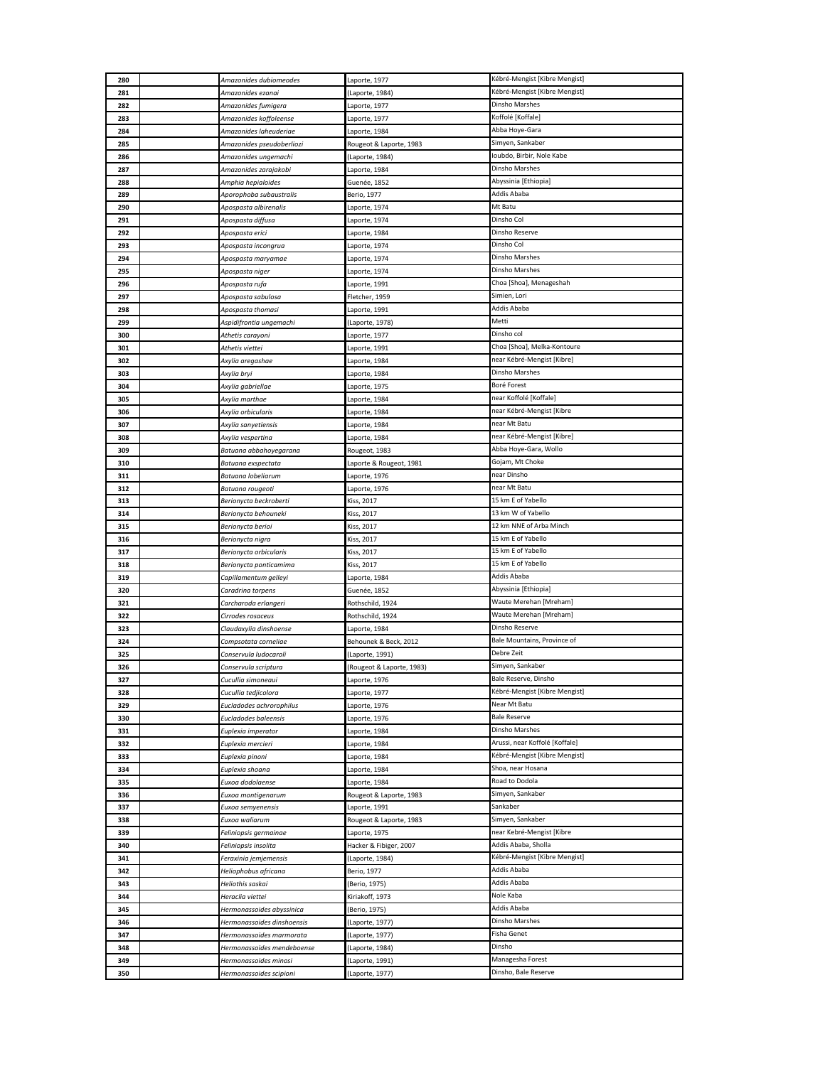| | | | | |
|---|---|---|---|---|
| 280 | | *Amazonides dubiomeodes* | Laporte, 1977 | Kébré-Mengist [Kibre Mengist] |
| 281 | | *Amazonides ezanai* | (Laporte, 1984) | Kébré-Mengist [Kibre Mengist] |
| 282 | | *Amazonides fumigera* | Laporte, 1977 | Dinsho Marshes |
| 283 | | *Amazonides koffoleense* | Laporte, 1977 | Koffolé [Koffale] |
| 284 | | *Amazonides laheuderiae* | Laporte, 1984 | Abba Hoye-Gara |
| 285 | | *Amazonides pseudoberliozi* | Rougeot & Laporte, 1983 | Simyen, Sankaber |
| 286 | | *Amazonides ungemachi* | (Laporte, 1984) | Ioubdo, Birbir, Nole Kabe |
| 287 | | *Amazonides zarajakobi* | Laporte, 1984 | Dinsho Marshes |
| 288 | | *Amphia hepialoides* | Guenée, 1852 | Abyssinia [Ethiopia] |
| 289 | | *Aporophoba subaustralis* | Berio, 1977 | Addis Ababa |
| 290 | | *Apospasta albirenalis* | Laporte, 1974 | Mt Batu |
| 291 | | *Apospasta diffusa* | Laporte, 1974 | Dinsho Col |
| 292 | | *Apospasta erici* | Laporte, 1984 | Dinsho Reserve |
| 293 | | *Apospasta incongrua* | Laporte, 1974 | Dinsho Col |
| 294 | | *Apospasta maryamae* | Laporte, 1974 | Dinsho Marshes |
| 295 | | *Apospasta niger* | Laporte, 1974 | Dinsho Marshes |
| 296 | | *Apospasta rufa* | Laporte, 1991 | Choa [Shoa], Menageshah |
| 297 | | *Apospasta sabulosa* | Fletcher, 1959 | Simien, Lori |
| 298 | | *Apospasta thomasi* | Laporte, 1991 | Addis Ababa |
| 299 | | *Aspidifrontia ungemachi* | (Laporte, 1978) | Metti |
| 300 | | *Athetis carayoni* | Laporte, 1977 | Dinsho col |
| 301 | | *Athetis viettei* | Laporte, 1991 | Choa [Shoa], Melka-Kontoure |
| 302 | | *Axylia aregashae* | Laporte, 1984 | near Kébré-Mengist [Kibre] |
| 303 | | *Axylia bryi* | Laporte, 1984 | Dinsho Marshes |
| 304 | | *Axylia gabriellae* | Laporte, 1975 | Boré Forest |
| 305 | | *Axylia marthae* | Laporte, 1984 | near Koffolé [Koffale] |
| 306 | | *Axylia orbicularis* | Laporte, 1984 | near Kébré-Mengist [Kibre |
| 307 | | *Axylia sanyetiensis* | Laporte, 1984 | near Mt Batu |
| 308 | | *Axylia vespertina* | Laporte, 1984 | near Kébré-Mengist [Kibre] |
| 309 | | *Batuana abbahoyegarana* | Rougeot, 1983 | Abba Hoye-Gara, Wollo |
| 310 | | *Batuana exspectata* | Laporte & Rougeot, 1981 | Gojam, Mt Choke |
| 311 | | *Batuana lobeliarum* | Laporte, 1976 | near Dinsho |
| 312 | | *Batuana rougeoti* | Laporte, 1976 | near Mt Batu |
| 313 | | *Berionycta beckroberti* | Kiss, 2017 | 15 km E of Yabello |
| 314 | | *Berionycta behouneki* | Kiss, 2017 | 13 km W of Yabello |
| 315 | | *Berionycta berioi* | Kiss, 2017 | 12 km NNE of Arba Minch |
| 316 | | *Berionycta nigra* | Kiss, 2017 | 15 km E of Yabello |
| 317 | | *Berionycta orbicularis* | Kiss, 2017 | 15 km E of Yabello |
| 318 | | *Berionycta ponticamima* | Kiss, 2017 | 15 km E of Yabello |
| 319 | | *Capillamentum gelleyi* | Laporte, 1984 | Addis Ababa |
| 320 | | *Caradrina torpens* | Guenée, 1852 | Abyssinia [Ethiopia] |
| 321 | | *Carcharoda erlangeri* | Rothschild, 1924 | Waute Merehan [Mreham] |
| 322 | | *Cirrodes rosaceus* | Rothschild, 1924 | Waute Merehan [Mreham] |
| 323 | | *Claudaxylia dinshoense* | Laporte, 1984 | Dinsho Reserve |
| 324 | | *Compsotata corneliae* | Behounek & Beck, 2012 | Bale Mountains, Province of |
| 325 | | *Conservula ludocaroli* | (Laporte, 1991) | Debre Zeit |
| 326 | | *Conservula scriptura* | (Rougeot & Laporte, 1983) | Simyen, Sankaber |
| 327 | | *Cucullia simoneaui* | Laporte, 1976 | Bale Reserve, Dinsho |
| 328 | | *Cucullia tedjicolora* | Laporte, 1977 | Kébré-Mengist [Kibre Mengist] |
| 329 | | *Eucladodes achrorophilus* | Laporte, 1976 | Near Mt Batu |
| 330 | | *Eucladodes baleensis* | Laporte, 1976 | Bale Reserve |
| 331 | | *Euplexia imperator* | Laporte, 1984 | Dinsho Marshes |
| 332 | | *Euplexia mercieri* | Laporte, 1984 | Arussi, near Koffolé [Koffale] |
| 333 | | *Euplexia pinoni* | Laporte, 1984 | Kébré-Mengist [Kibre Mengist] |
| 334 | | *Euplexia shoana* | Laporte, 1984 | Shoa, near Hosana |
| 335 | | *Euxoa dodolaense* | Laporte, 1984 | Road to Dodola |
| 336 | | *Euxoa montigenarum* | Rougeot & Laporte, 1983 | Simyen, Sankaber |
| 337 | | *Euxoa semyenensis* | Laporte, 1991 | Sankaber |
| 338 | | *Euxoa waliarum* | Rougeot & Laporte, 1983 | Simyen, Sankaber |
| 339 | | *Feliniopsis germainae* | Laporte, 1975 | near Kebré-Mengist [Kibre |
| 340 | | *Feliniopsis insolita* | Hacker & Fibiger, 2007 | Addis Ababa, Sholla |
| 341 | | *Feraxinia jemjemensis* | (Laporte, 1984) | Kébré-Mengist [Kibre Mengist] |
| 342 | | *Heliophobus africana* | Berio, 1977 | Addis Ababa |
| 343 | | *Heliothis saskai* | (Berio, 1975) | Addis Ababa |
| 344 | | *Heraclia viettei* | Kiriakoff, 1973 | Nole Kaba |
| 345 | | *Hermonassoides abyssinica* | (Berio, 1975) | Addis Ababa |
| 346 | | *Hermonassoides dinshoensis* | (Laporte, 1977) | Dinsho Marshes |
| 347 | | *Hermonassoides marmorata* | (Laporte, 1977) | Fisha Genet |
| 348 | | *Hermonassoides mendeboense* | (Laporte, 1984) | Dinsho |
| 349 | | *Hermonassoides minosi* | (Laporte, 1991) | Managesha Forest |
| 350 | | *Hermonassoides scipioni* | (Laporte, 1977) | Dinsho, Bale Reserve |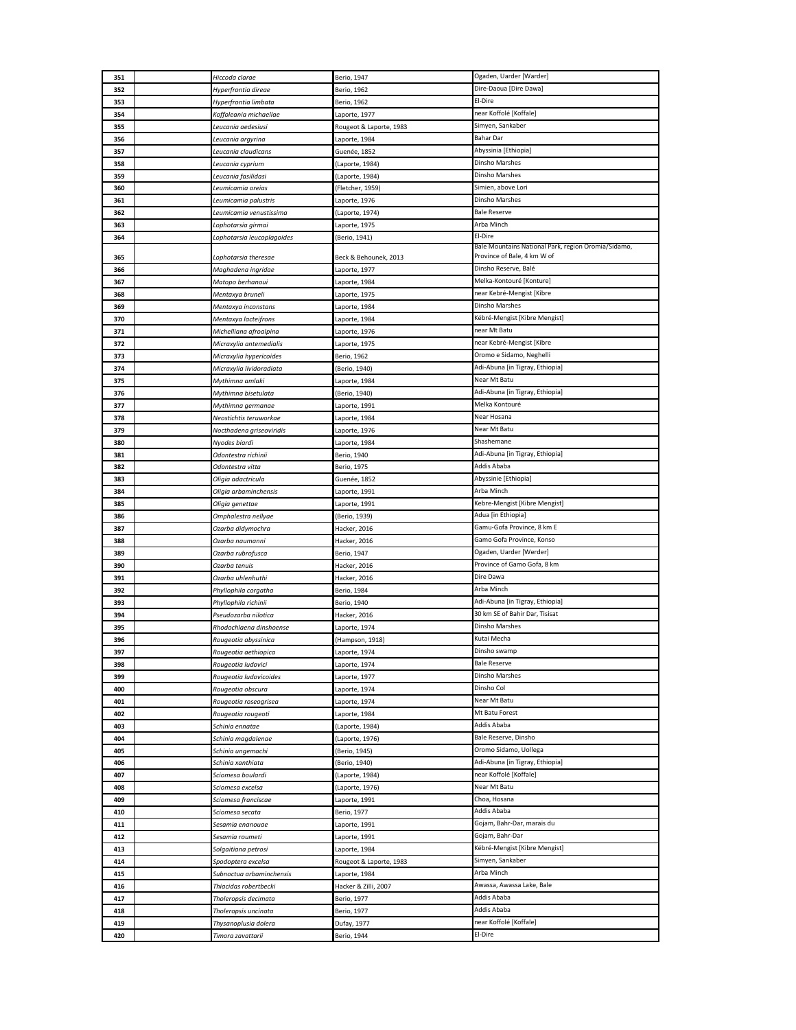| | | | | |
|---|---|---|---|---|
| 351 | | *Hiccoda clarae* | Berio, 1947 | Ogaden, Uarder [Warder] |
| 352 | | *Hyperfrontia direae* | Berio, 1962 | Dire-Daoua [Dire Dawa] |
| 353 | | *Hyperfrontia limbata* | Berio, 1962 | El-Dire |
| 354 | | *Koffoleania michaellae* | Laporte, 1977 | near Koffolé [Koffale] |
| 355 | | *Leucania aedesiusi* | Rougeot & Laporte, 1983 | Simyen, Sankaber |
| 356 | | *Leucania argyrina* | Laporte, 1984 | Bahar Dar |
| 357 | | *Leucania claudicans* | Guenée, 1852 | Abyssinia [Ethiopia] |
| 358 | | *Leucania cyprium* | (Laporte, 1984) | Dinsho Marshes |
| 359 | | *Leucania fasilidasi* | (Laporte, 1984) | Dinsho Marshes |
| 360 | | *Leumicamia oreias* | (Fletcher, 1959) | Simien, above Lori |
| 361 | | *Leumicamia palustris* | Laporte, 1976 | Dinsho Marshes |
| 362 | | *Leumicamia venustissima* | (Laporte, 1974) | Bale Reserve |
| 363 | | *Lophotarsia girmai* | Laporte, 1975 | Arba Minch |
| 364 | | *Lophotarsia leucoplagoides* | (Berio, 1941) | El-Dire |
| 365 | | *Lophotarsia theresae* | Beck & Behounek, 2013 | Bale Mountains National Park, region Oromia/Sidamo, Province of Bale, 4 km W of |
| 366 | | *Maghadena ingridae* | Laporte, 1977 | Dinsho Reserve, Balé |
| 367 | | *Matopo berhanoui* | Laporte, 1984 | Melka-Kontouré [Konture] |
| 368 | | *Mentaxya bruneli* | Laporte, 1975 | near Kebré-Mengist [Kibre |
| 369 | | *Mentaxya inconstans* | Laporte, 1984 | Dinsho Marshes |
| 370 | | *Mentaxya lacteifrons* | Laporte, 1984 | Kébré-Mengist [Kibre Mengist] |
| 371 | | *Michelliana afroalpina* | Laporte, 1976 | near Mt Batu |
| 372 | | *Micraxylia antemedialis* | Laporte, 1975 | near Kebré-Mengist [Kibre |
| 373 | | *Micraxylia hypericoides* | Berio, 1962 | Oromo e Sidamo, Neghelli |
| 374 | | *Micraxylia lividoradiata* | (Berio, 1940) | Adi-Abuna [in Tigray, Ethiopia] |
| 375 | | *Mythimna amlaki* | Laporte, 1984 | Near Mt Batu |
| 376 | | *Mythimna bisetulata* | (Berio, 1940) | Adi-Abuna [in Tigray, Ethiopia] |
| 377 | | *Mythimna germanae* | Laporte, 1991 | Melka Kontouré |
| 378 | | *Neostichtis teruworkae* | Laporte, 1984 | Near Hosana |
| 379 | | *Nocthadena griseoviridis* | Laporte, 1976 | Near Mt Batu |
| 380 | | *Nyodes biardi* | Laporte, 1984 | Shashemane |
| 381 | | *Odontestra richinii* | Berio, 1940 | Adi-Abuna [in Tigray, Ethiopia] |
| 382 | | *Odontestra vitta* | Berio, 1975 | Addis Ababa |
| 383 | | *Oligia adactricula* | Guenée, 1852 | Abyssinie [Ethiopia] |
| 384 | | *Oligia arbaminchensis* | Laporte, 1991 | Arba Minch |
| 385 | | *Oligia genettae* | Laporte, 1991 | Kebre-Mengist [Kibre Mengist] |
| 386 | | *Omphalestra nellyae* | (Berio, 1939) | Adua [in Ethiopia] |
| 387 | | *Ozarba didymochra* | Hacker, 2016 | Gamu-Gofa Province, 8 km E |
| 388 | | *Ozarba naumanni* | Hacker, 2016 | Gamo Gofa Province, Konso |
| 389 | | *Ozarba rubrofusca* | Berio, 1947 | Ogaden, Uarder [Werder] |
| 390 | | *Ozarba tenuis* | Hacker, 2016 | Province of Gamo Gofa, 8 km |
| 391 | | *Ozarba uhlenhuthi* | Hacker, 2016 | Dire Dawa |
| 392 | | *Phyllophila corgatha* | Berio, 1984 | Arba Minch |
| 393 | | *Phyllophila richinii* | Berio, 1940 | Adi-Abuna [in Tigray, Ethiopia] |
| 394 | | *Pseudozarba nilotica* | Hacker, 2016 | 30 km SE of Bahir Dar, Tisisat |
| 395 | | *Rhodochlaena dinshoense* | Laporte, 1974 | Dinsho Marshes |
| 396 | | *Rougeotia abyssinica* | (Hampson, 1918) | Kutai Mecha |
| 397 | | *Rougeotia aethiopica* | Laporte, 1974 | Dinsho swamp |
| 398 | | *Rougeotia ludovici* | Laporte, 1974 | Bale Reserve |
| 399 | | *Rougeotia ludovicoides* | Laporte, 1977 | Dinsho Marshes |
| 400 | | *Rougeotia obscura* | Laporte, 1974 | Dinsho Col |
| 401 | | *Rougeotia roseogrisea* | Laporte, 1974 | Near Mt Batu |
| 402 | | *Rougeotia rougeoti* | Laporte, 1984 | Mt Batu Forest |
| 403 | | *Schinia ennatae* | (Laporte, 1984) | Addis Ababa |
| 404 | | *Schinia magdalenae* | (Laporte, 1976) | Bale Reserve, Dinsho |
| 405 | | *Schinia ungemachi* | (Berio, 1945) | Oromo Sidamo, Uollega |
| 406 | | *Schinia xanthiata* | (Berio, 1940) | Adi-Abuna [in Tigray, Ethiopia] |
| 407 | | *Sciomesa boulardi* | (Laporte, 1984) | near Koffolé [Koffale] |
| 408 | | *Sciomesa excelsa* | (Laporte, 1976) | Near Mt Batu |
| 409 | | *Sciomesa franciscae* | Laporte, 1991 | Choa, Hosana |
| 410 | | *Sciomesa secata* | Berio, 1977 | Addis Ababa |
| 411 | | *Sesamia enanouae* | Laporte, 1991 | Gojam, Bahr-Dar, marais du |
| 412 | | *Sesamia roumeti* | Laporte, 1991 | Gojam, Bahr-Dar |
| 413 | | *Solgaitiana petrosi* | Laporte, 1984 | Kébré-Mengist [Kibre Mengist] |
| 414 | | *Spodoptera excelsa* | Rougeot & Laporte, 1983 | Simyen, Sankaber |
| 415 | | *Subnoctua arbaminchensis* | Laporte, 1984 | Arba Minch |
| 416 | | *Thiacidas robertbecki* | Hacker & Zilli, 2007 | Awassa, Awassa Lake, Bale |
| 417 | | *Tholeropsis decimata* | Berio, 1977 | Addis Ababa |
| 418 | | *Tholeropsis uncinata* | Berio, 1977 | Addis Ababa |
| 419 | | *Thysanoplusia dolera* | Dufay, 1977 | near Koffolé [Koffale] |
| 420 | | *Timora zavattarii* | Berio, 1944 | El-Dire |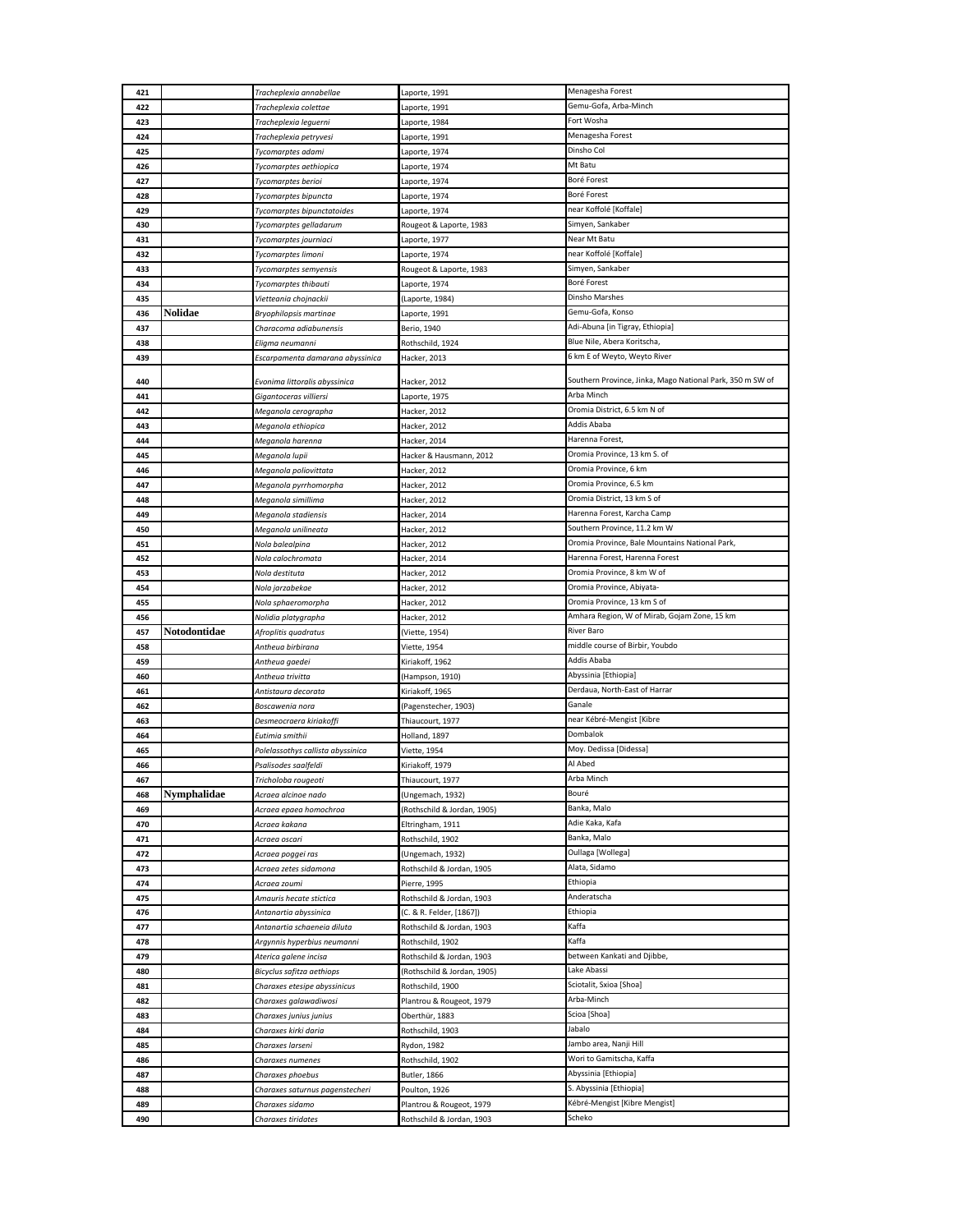| | | | | |
|---|---|---|---|---|
| 421 | | *Tracheplexia annabellae* | Laporte, 1991 | Menagesha Forest |
| 422 | | *Tracheplexia colettae* | Laporte, 1991 | Gemu-Gofa, Arba-Minch |
| 423 | | *Tracheplexia leguerni* | Laporte, 1984 | Fort Wosha |
| 424 | | *Tracheplexia petryvesi* | Laporte, 1991 | Menagesha Forest |
| 425 | | *Tycomarptes adami* | Laporte, 1974 | Dinsho Col |
| 426 | | *Tycomarptes aethiopica* | Laporte, 1974 | Mt Batu |
| 427 | | *Tycomarptes berioi* | Laporte, 1974 | Boré Forest |
| 428 | | *Tycomarptes bipuncta* | Laporte, 1974 | Boré Forest |
| 429 | | *Tycomarptes bipunctatoides* | Laporte, 1974 | near Koffolé [Koffale] |
| 430 | | *Tycomarptes gelladarum* | Rougeot & Laporte, 1983 | Simyen, Sankaber |
| 431 | | *Tycomarptes journiaci* | Laporte, 1977 | Near Mt Batu |
| 432 | | *Tycomarptes limoni* | Laporte, 1974 | near Koffolé [Koffale] |
| 433 | | *Tycomarptes semyensis* | Rougeot & Laporte, 1983 | Simyen, Sankaber |
| 434 | | *Tycomarptes thibauti* | Laporte, 1974 | Boré Forest |
| 435 | | *Vietteania chojnackii* | (Laporte, 1984) | Dinsho Marshes |
| 436 | **Nolidae** | *Bryophilopsis martinae* | Laporte, 1991 | Gemu-Gofa, Konso |
| 437 | | *Characoma adiabunensis* | Berio, 1940 | Adi-Abuna [in Tigray, Ethiopia] |
| 438 | | *Eligma neumanni* | Rothschild, 1924 | Blue Nile, Abera Koritscha, |
| 439 | | *Escarpamenta damarana abyssinica* | Hacker, 2013 | 6 km E of Weyto, Weyto River |
| 440 | | *Evonima littoralis abyssinica* | Hacker, 2012 | Southern Province, Jinka, Mago National Park, 350 m SW of |
| 441 | | *Gigantoceras villiersi* | Laporte, 1975 | Arba Minch |
| 442 | | *Meganola cerographa* | Hacker, 2012 | Oromia District, 6.5 km N of |
| 443 | | *Meganola ethiopica* | Hacker, 2012 | Addis Ababa |
| 444 | | *Meganola harenna* | Hacker, 2014 | Harenna Forest, |
| 445 | | *Meganola lupii* | Hacker & Hausmann, 2012 | Oromia Province, 13 km S. of |
| 446 | | *Meganola poliovittata* | Hacker, 2012 | Oromia Province, 6 km |
| 447 | | *Meganola pyrrhomorpha* | Hacker, 2012 | Oromia Province, 6.5 km |
| 448 | | *Meganola simillima* | Hacker, 2012 | Oromia District, 13 km S of |
| 449 | | *Meganola stadiensis* | Hacker, 2014 | Harenna Forest, Karcha Camp |
| 450 | | *Meganola unilineata* | Hacker, 2012 | Southern Province, 11.2 km W |
| 451 | | *Nola balealpina* | Hacker, 2012 | Oromia Province, Bale Mountains National Park, |
| 452 | | *Nola calochromata* | Hacker, 2014 | Harenna Forest, Harenna Forest |
| 453 | | *Nola destituta* | Hacker, 2012 | Oromia Province, 8 km W of |
| 454 | | *Nola jarzabekae* | Hacker, 2012 | Oromia Province, Abiyata- |
| 455 | | *Nola sphaeromorpha* | Hacker, 2012 | Oromia Province, 13 km S of |
| 456 | | *Nolidia platygrapha* | Hacker, 2012 | Amhara Region, W of Mirab, Gojam Zone, 15 km |
| 457 | **Notodontidae** | *Afroplitis quadratus* | (Viette, 1954) | River Baro |
| 458 | | *Antheua birbirana* | Viette, 1954 | middle course of Birbir, Youbdo |
| 459 | | *Antheua gaedei* | Kiriakoff, 1962 | Addis Ababa |
| 460 | | *Antheua trivitta* | (Hampson, 1910) | Abyssinia [Ethiopia] |
| 461 | | *Antistaura decorata* | Kiriakoff, 1965 | Derdaua, North-East of Harrar |
| 462 | | *Boscawenia nora* | (Pagenstecher, 1903) | Ganale |
| 463 | | *Desmeocraera kiriakoffi* | Thiaucourt, 1977 | near Kébré-Mengist [Kibre |
| 464 | | *Eutimia smithii* | Holland, 1897 | Dombalok |
| 465 | | *Polelassothys callista abyssinica* | Viette, 1954 | Moy. Dedissa [Didessa] |
| 466 | | *Psalisodes saalfeldi* | Kiriakoff, 1979 | Al Abed |
| 467 | | *Tricholoba rougeoti* | Thiaucourt, 1977 | Arba Minch |
| 468 | **Nymphalidae** | *Acraea alcinoe nado* | (Ungemach, 1932) | Bouré |
| 469 | | *Acraea epaea homochroa* | (Rothschild & Jordan, 1905) | Banka, Malo |
| 470 | | *Acraea kakana* | Eltringham, 1911 | Adie Kaka, Kafa |
| 471 | | *Acraea oscari* | Rothschild, 1902 | Banka, Malo |
| 472 | | *Acraea poggei ras* | (Ungemach, 1932) | Oullaga [Wollega] |
| 473 | | *Acraea zetes sidamona* | Rothschild & Jordan, 1905 | Alata, Sidamo |
| 474 | | *Acraea zoumi* | Pierre, 1995 | Ethiopia |
| 475 | | *Amauris hecate stictica* | Rothschild & Jordan, 1903 | Anderatscha |
| 476 | | *Antanartia abyssinica* | (C. & R. Felder, [1867]) | Ethiopia |
| 477 | | *Antanartia schaeneia diluta* | Rothschild & Jordan, 1903 | Kaffa |
| 478 | | *Argynnis hyperbius neumanni* | Rothschild, 1902 | Kaffa |
| 479 | | *Aterica galene incisa* | Rothschild & Jordan, 1903 | between Kankati and Djibbe, |
| 480 | | *Bicyclus safitza aethiops* | (Rothschild & Jordan, 1905) | Lake Abassi |
| 481 | | *Charaxes etesipe abyssinicus* | Rothschild, 1900 | Sciotalit, Sxioa [Shoa] |
| 482 | | *Charaxes galawadiwosi* | Plantrou & Rougeot, 1979 | Arba-Minch |
| 483 | | *Charaxes junius junius* | Oberthür, 1883 | Scioa [Shoa] |
| 484 | | *Charaxes kirki daria* | Rothschild, 1903 | Jabalo |
| 485 | | *Charaxes larseni* | Rydon, 1982 | Jambo area, Nanji Hill |
| 486 | | *Charaxes numenes* | Rothschild, 1902 | Wori to Gamitscha, Kaffa |
| 487 | | *Charaxes phoebus* | Butler, 1866 | Abyssinia [Ethiopia] |
| 488 | | *Charaxes saturnus pagenstecheri* | Poulton, 1926 | S. Abyssinia [Ethiopia] |
| 489 | | *Charaxes sidamo* | Plantrou & Rougeot, 1979 | Kébré-Mengist [Kibre Mengist] |
| 490 | | *Charaxes tiridates* | Rothschild & Jordan, 1903 | Scheko |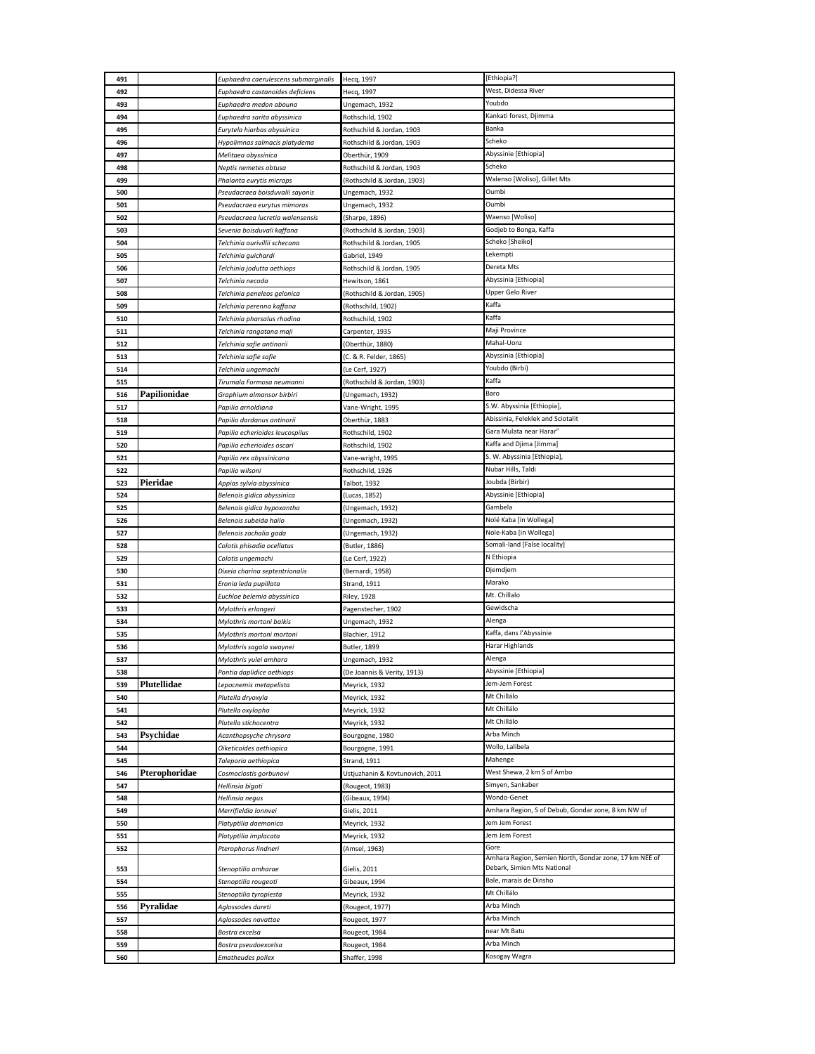| | | | | |
|---|---|---|---|---|
| 491 | | *Euphaedra caerulescens submarginalis* | Hecq, 1997 | [Ethiopia?] |
| 492 | | *Euphaedra castanoides deficiens* | Hecq, 1997 | West, Didessa River |
| 493 | | *Euphaedra medon abouna* | Ungemach, 1932 | Youbdo |
| 494 | | *Euphaedra sarita abyssinica* | Rothschild, 1902 | Kankati forest, Djimma |
| 495 | | *Eurytela hiarbas abyssinica* | Rothschild & Jordan, 1903 | Banka |
| 496 | | *Hypolimnas salmacis platydema* | Rothschild & Jordan, 1903 | Scheko |
| 497 | | *Melitaea abyssinica* | Oberthür, 1909 | Abyssinie [Ethiopia] |
| 498 | | *Neptis nemetes obtusa* | Rothschild & Jordan, 1903 | Scheko |
| 499 | | *Phalanta eurytis microps* | (Rothschild & Jordan, 1903) | Walenso [Woliso], Gillet Mts |
| 500 | | *Pseudacraea boisduvalii sayonis* | Ungemach, 1932 | Oumbi |
| 501 | | *Pseudacraea eurytus mimoras* | Ungemach, 1932 | Oumbi |
| 502 | | *Pseudacraea lucretia walensensis* | (Sharpe, 1896) | Waenso [Woliso] |
| 503 | | *Sevenia boisduvali kaffana* | (Rothschild & Jordan, 1903) | Godjeb to Bonga, Kaffa |
| 504 | | *Telchinia aurivillii schecana* | Rothschild & Jordan, 1905 | Scheko [Sheiko] |
| 505 | | *Telchinia guichardi* | Gabriel, 1949 | Lekempti |
| 506 | | *Telchinia jodutta aethiops* | Rothschild & Jordan, 1905 | Dereta Mts |
| 507 | | *Telchinia necoda* | Hewitson, 1861 | Abyssinia [Ethiopia] |
| 508 | | *Telchinia peneleos gelonica* | (Rothschild & Jordan, 1905) | Upper Gelo River |
| 509 | | *Telchinia perenna kaffana* | (Rothschild, 1902) | Kaffa |
| 510 | | *Telchinia pharsalus rhodina* | Rothschild, 1902 | Kaffa |
| 511 | | *Telchinia rangatana maji* | Carpenter, 1935 | Maji Province |
| 512 | | *Telchinia safie antinorii* | (Oberthür, 1880) | Mahal-Uonz |
| 513 | | *Telchinia safie safie* | (C. & R. Felder, 1865) | Abyssinia [Ethiopia] |
| 514 | | *Telchinia ungemachi* | (Le Cerf, 1927) | Youbdo (Birbi) |
| 515 | | *Tirumala Formosa neumanni* | (Rothschild & Jordan, 1903) | Kaffa |
| 516 | **Papilionidae** | *Graphium almansor birbiri* | (Ungemach, 1932) | Baro |
| 517 | | *Papilio arnoldiana* | Vane-Wright, 1995 | S.W. Abyssinia [Ethiopia], |
| 518 | | *Papilio dardanus antinorii* | Oberthür, 1883 | Abissinia, Feleklek and Sciotalit |
| 519 | | *Papilio echerioides leucospilus* | Rothschild, 1902 | Gara Mulata near Harar" |
| 520 | | *Papilio echerioides oscari* | Rothschild, 1902 | Kaffa and Djima [Jimma] |
| 521 | | *Papilio rex abyssinicana* | Vane-wright, 1995 | S. W. Abyssinia [Ethiopia], |
| 522 | | *Papilio wilsoni* | Rothschild, 1926 | Nubar Hills, Taldi |
| 523 | **Pieridae** | *Appias sylvia abyssinica* | Talbot, 1932 | Joubda (Birbir) |
| 524 | | *Belenois gidica abyssinica* | (Lucas, 1852) | Abyssinie [Ethiopia] |
| 525 | | *Belenois gidica hypoxantha* | (Ungemach, 1932) | Gambela |
| 526 | | *Belenois subeida hailo* | (Ungemach, 1932) | Nolé Kaba [in Wollega] |
| 527 | | *Belenois zochalia gada* | (Ungemach, 1932) | Nole-Kaba [in Wollega] |
| 528 | | *Colotis phisadia ocellatus* | (Butler, 1886) | Somali-land [False locality] |
| 529 | | *Colotis ungemachi* | (Le Cerf, 1922) | N Ethiopia |
| 530 | | *Dixeia charina septentrionalis* | (Bernardi, 1958) | Djemdjem |
| 531 | | *Eronia leda pupillata* | Strand, 1911 | Marako |
| 532 | | *Euchloe belemia abyssinica* | Riley, 1928 | Mt. Chillalo |
| 533 | | *Mylothris erlangeri* | Pagenstecher, 1902 | Gewidscha |
| 534 | | *Mylothris mortoni balkis* | Ungemach, 1932 | Alenga |
| 535 | | *Mylothris mortoni mortoni* | Blachier, 1912 | Kaffa, dans l'Abyssinie |
| 536 | | *Mylothris sagala swaynei* | Butler, 1899 | Harar Highlands |
| 537 | | *Mylothris yulei amhara* | Ungemach, 1932 | Alenga |
| 538 | | *Pontia daplidice aethiops* | (De Joannis & Verity, 1913) | Abyssinie [Ethiopia] |
| 539 | **Plutellidae** | *Lepocnemis metapelista* | Meyrick, 1932 | Jem-Jem Forest |
| 540 | | *Plutella dryoxyla* | Meyrick, 1932 | Mt Chillálo |
| 541 | | *Plutella oxylopha* | Meyrick, 1932 | Mt Chillálo |
| 542 | | *Plutella stichocentra* | Meyrick, 1932 | Mt Chillálo |
| 543 | **Psychidae** | *Acanthopsyche chrysora* | Bourgogne, 1980 | Arba Minch |
| 544 | | *Oiketicoides aethiopica* | Bourgogne, 1991 | Wollo, Lalibela |
| 545 | | *Taleporia aethiopica* | Strand, 1911 | Mahenge |
| 546 | **Pterophoridae** | *Cosmoclostis gorbunovi* | Ustjuzhanin & Kovtunovich, 2011 | West Shewa, 2 km S of Ambo |
| 547 | | *Hellinsia bigoti* | (Rougeot, 1983) | Simyen, Sankaber |
| 548 | | *Hellinsia negus* | (Gibeaux, 1994) | Wondo-Genet |
| 549 | | *Merrifieldia lonnvei* | Gielis, 2011 | Amhara Region, S of Debub, Gondar zone, 8 km NW of |
| 550 | | *Platyptilia daemonica* | Meyrick, 1932 | Jem Jem Forest |
| 551 | | *Platyptilia implacata* | Meyrick, 1932 | Jem Jem Forest |
| 552 | | *Pterophorus lindneri* | (Amsel, 1963) | Gore |
| 553 | | *Stenoptilia amharae* | Gielis, 2011 | Amhara Region, Semien North, Gondar zone, 17 km NEE of Debark, Simien Mts National |
| 554 | | *Stenoptilia rougeoti* | Gibeaux, 1994 | Bale, marais de Dinsho |
| 555 | | *Stenoptilia tyropiesta* | Meyrick, 1932 | Mt Chillálo |
| 556 | **Pyralidae** | *Aglossodes dureti* | (Rougeot, 1977) | Arba Minch |
| 557 | | *Aglossodes navattae* | Rougeot, 1977 | Arba Minch |
| 558 | | *Bostra excelsa* | Rougeot, 1984 | near Mt Batu |
| 559 | | *Bostra pseudoexcelsa* | Rougeot, 1984 | Arba Minch |
| 560 | | *Ematheudes pollex* | Shaffer, 1998 | Kosogay Wagra |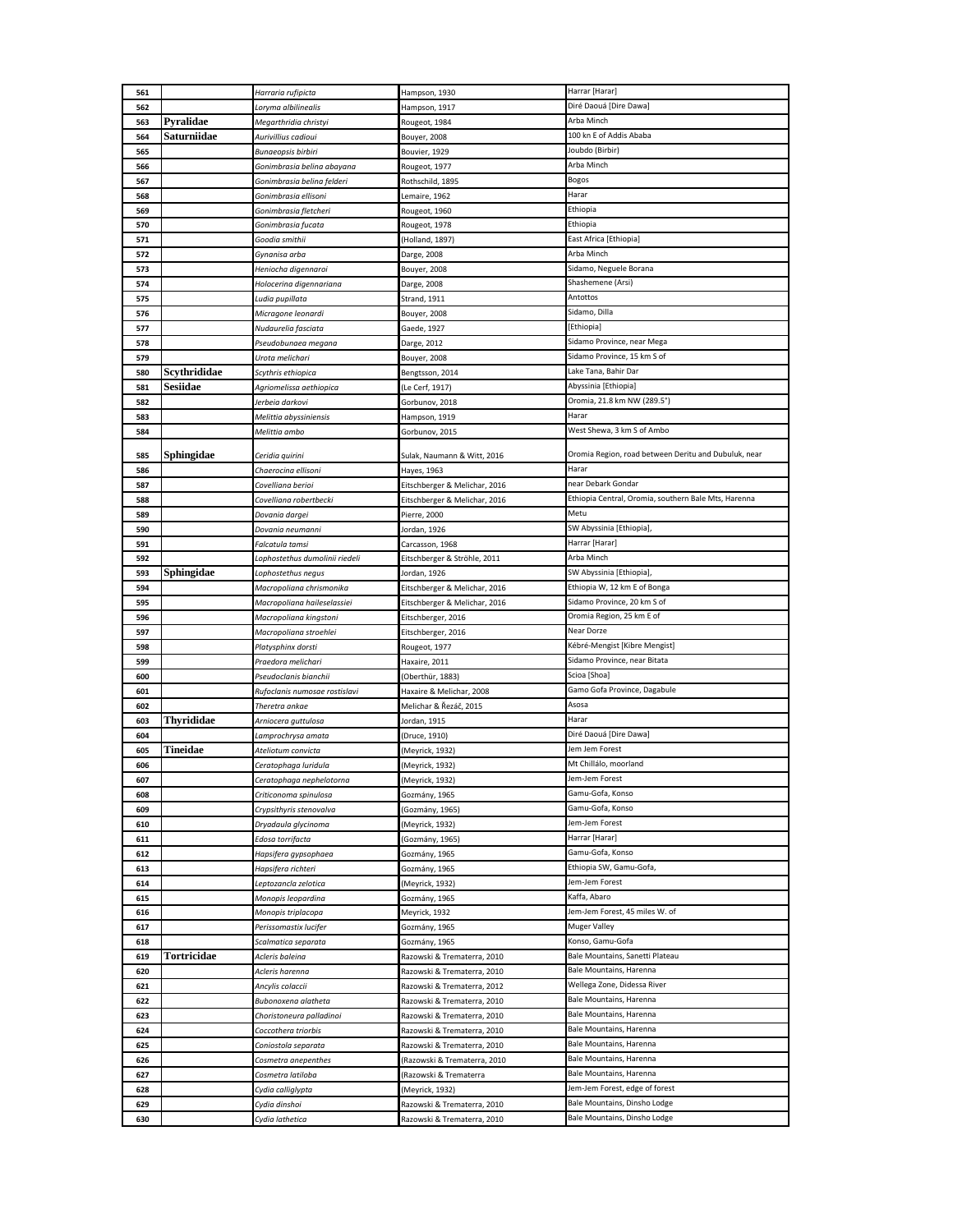| 561 | | *Harraria rufipicta* | Hampson, 1930 | Harrar [Harar] |
|---|---|---|---|---|
| 562 | | *Loryma albilinealis* | Hampson, 1917 | Diré Daoua [Dire Dawa] |
| 563 | **Pyralidae** | *Megarthridia christyi* | Rougeot, 1984 | Arba Minch |
| 564 | **Saturniidae** | *Aurivillius cadioui* | Bouyer, 2008 | 100 kn E of Addis Ababa |
| 565 | | *Bunaeopsis birbiri* | Bouvier, 1929 | Joubdo (Birbir) |
| 566 | | *Gonimbrasia belina abayana* | Rougeot, 1977 | Arba Minch |
| 567 | | *Gonimbrasia belina felderi* | Rothschild, 1895 | Bogos |
| 568 | | *Gonimbrasia ellisoni* | Lemaire, 1962 | Harar |
| 569 | | *Gonimbrasia fletcheri* | Rougeot, 1960 | Ethiopia |
| 570 | | *Gonimbrasia fucata* | Rougeot, 1978 | Ethiopia |
| 571 | | *Goodia smithii* | (Holland, 1897) | East Africa [Ethiopia] |
| 572 | | *Gynanisa arba* | Darge, 2008 | Arba Minch |
| 573 | | *Heniocha digennaroi* | Bouyer, 2008 | Sidamo, Neguele Borana |
| 574 | | *Holocerina digennariana* | Darge, 2008 | Shashemene (Arsi) |
| 575 | | *Ludia pupillata* | Strand, 1911 | Antottos |
| 576 | | *Micragone leonardi* | Bouyer, 2008 | Sidamo, Dilla |
| 577 | | *Nudaurelia fasciata* | Gaede, 1927 | [Ethiopia] |
| 578 | | *Pseudobunaea megana* | Darge, 2012 | Sidamo Province, near Mega |
| 579 | | *Urota melichari* | Bouyer, 2008 | Sidamo Province, 15 km S of |
| 580 | **Scythrididae** | *Scythris ethiopica* | Bengtsson, 2014 | Lake Tana, Bahir Dar |
| 581 | **Sesiidae** | *Agriomelissa aethiopica* | (Le Cerf, 1917) | Abyssinia [Ethiopia] |
| 582 | | *Jerbeia darkovi* | Gorbunov, 2018 | Oromia, 21.8 km NW (289.5°) |
| 583 | | *Melittia abyssiniensis* | Hampson, 1919 | Harar |
| 584 | | *Melittia ambo* | Gorbunov, 2015 | West Shewa, 3 km S of Ambo |
| 585 | **Sphingidae** | *Ceridia quirini* | Sulak, Naumann & Witt, 2016 | Oromia Region, road between Deritu and Dubuluk, near |
| 586 | | *Chaerocina ellisoni* | Hayes, 1963 | Harar |
| 587 | | *Covelliana berioi* | Eitschberger & Melichar, 2016 | near Debark Gondar |
| 588 | | *Covelliana robertbecki* | Eitschberger & Melichar, 2016 | Ethiopia Central, Oromia, southern Bale Mts, Harenna |
| 589 | | *Dovania dargei* | Pierre, 2000 | Metu |
| 590 | | *Dovania neumanni* | Jordan, 1926 | SW Abyssinia [Ethiopia], |
| 591 | | *Falcatula tamsi* | Carcasson, 1968 | Harrar [Harar] |
| 592 | | *Lophostethus dumolinii riedeli* | Eitschberger & Ströhle, 2011 | Arba Minch |
| 593 | **Sphingidae** | *Lophostethus negus* | Jordan, 1926 | SW Abyssinia [Ethiopia], |
| 594 | | *Macropoliana chrismonika* | Eitschberger & Melichar, 2016 | Ethiopia W, 12 km E of Bonga |
| 595 | | *Macropoliana haileselassiei* | Eitschberger & Melichar, 2016 | Sidamo Province, 20 km S of |
| 596 | | *Macropoliana kingstoni* | Eitschberger, 2016 | Oromia Region, 25 km E of |
| 597 | | *Macropoliana stroehlei* | Eitschberger, 2016 | Near Dorze |
| 598 | | *Platysphinx dorsti* | Rougeot, 1977 | Kébré-Mengist [Kibre Mengist] |
| 599 | | *Praedora melichari* | Haxaire, 2011 | Sidamo Province, near Bitata |
| 600 | | *Pseudoclanis bianchii* | (Oberthür, 1883) | Scioa [Shoa] |
| 601 | | *Rufoclanis numosae rostislavi* | Haxaire & Melichar, 2008 | Gamo Gofa Province, Dagabule |
| 602 | | *Theretra ankae* | Melichar & Řezáč, 2015 | Asosa |
| 603 | **Thyrididae** | *Arniocera guttulosa* | Jordan, 1915 | Harar |
| 604 | | *Lamprochrysa amata* | (Druce, 1910) | Diré Daoua [Dire Dawa] |
| 605 | **Tineidae** | *Ateliotum convicta* | (Meyrick, 1932) | Jem Jem Forest |
| 606 | | *Ceratophaga luridula* | (Meyrick, 1932) | Mt Chillálo, moorland |
| 607 | | *Ceratophaga nephelotorna* | (Meyrick, 1932) | Jem-Jem Forest |
| 608 | | *Criticonoma spinulosa* | Gozmány, 1965 | Gamu-Gofa, Konso |
| 609 | | *Crypsithyris stenovalva* | (Gozmány, 1965) | Gamu-Gofa, Konso |
| 610 | | *Dryadaula glycinoma* | (Meyrick, 1932) | Jem-Jem Forest |
| 611 | | *Edosa torrifacta* | (Gozmány, 1965) | Harrar [Harar] |
| 612 | | *Hapsifera gypsophaea* | Gozmány, 1965 | Gamu-Gofa, Konso |
| 613 | | *Hapsifera richteri* | Gozmány, 1965 | Ethiopia SW, Gamu-Gofa, |
| 614 | | *Leptozancla zelotica* | (Meyrick, 1932) | Jem-Jem Forest |
| 615 | | *Monopis leopardina* | Gozmány, 1965 | Kaffa, Abaro |
| 616 | | *Monopis triplacopa* | Meyrick, 1932 | Jem-Jem Forest, 45 miles W. of |
| 617 | | *Perissomastix lucifer* | Gozmány, 1965 | Muger Valley |
| 618 | | *Scalmatica separata* | Gozmány, 1965 | Konso, Gamu-Gofa |
| 619 | **Tortricidae** | *Acleris baleina* | Razowski & Trematerra, 2010 | Bale Mountains, Sanetti Plateau |
| 620 | | *Acleris harenna* | Razowski & Trematerra, 2010 | Bale Mountains, Harenna |
| 621 | | *Ancylis colaccii* | Razowski & Trematerra, 2012 | Wellega Zone, Didessa River |
| 622 | | *Bubonoxena alatheta* | Razowski & Trematerra, 2010 | Bale Mountains, Harenna |
| 623 | | *Choristoneura palladinoi* | Razowski & Trematerra, 2010 | Bale Mountains, Harenna |
| 624 | | *Coccothera triorbis* | Razowski & Trematerra, 2010 | Bale Mountains, Harenna |
| 625 | | *Coniostola separata* | Razowski & Trematerra, 2010 | Bale Mountains, Harenna |
| 626 | | *Cosmetra anepenthes* | (Razowski & Trematerra, 2010 | Bale Mountains, Harenna |
| 627 | | *Cosmetra latiloba* | (Razowski & Trematerra | Bale Mountains, Harenna |
| 628 | | *Cydia calliglypta* | (Meyrick, 1932) | Jem-Jem Forest, edge of forest |
| 629 | | *Cydia dinshoi* | Razowski & Trematerra, 2010 | Bale Mountains, Dinsho Lodge |
| 630 | | *Cydia lathetica* | Razowski & Trematerra, 2010 | Bale Mountains, Dinsho Lodge |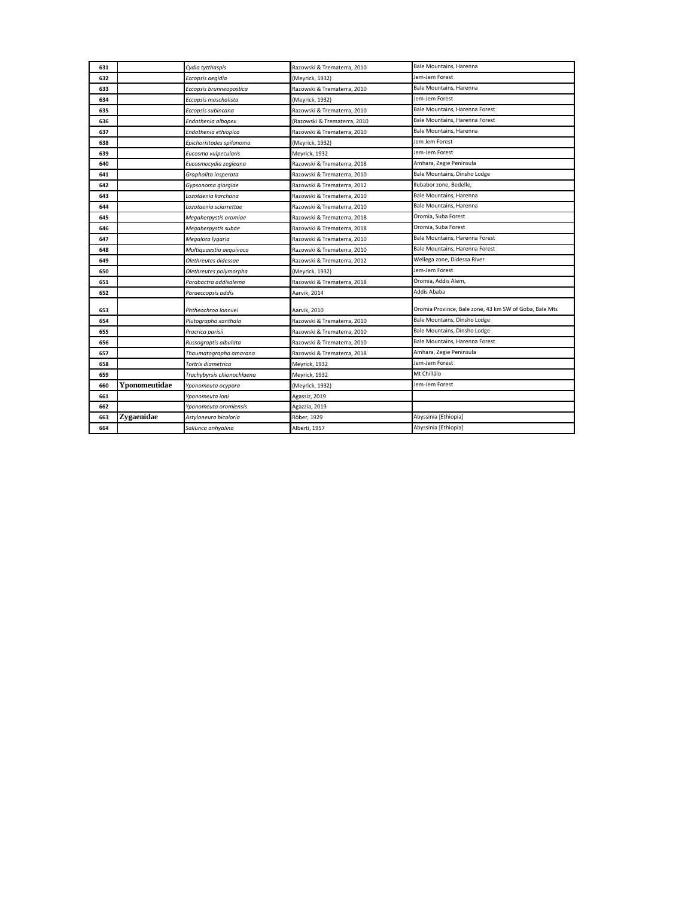| | | | | |
|---|---|---|---|---|
| 631 | | *Cydia tytthaspis* | Razowski & Trematerra, 2010 | Bale Mountains, Harenna |
| 632 | | *Eccopsis aegidia* | (Meyrick, 1932) | Jem-Jem Forest |
| 633 | | *Eccopsis brunneopostica* | Razowski & Trematerra, 2010 | Bale Mountains, Harenna |
| 634 | | *Eccopsis mascholista* | (Meyrick, 1932) | Jem-Jem Forest |
| 635 | | *Eccopsis subincana* | Razowski & Trematerra, 2010 | Bale Mountains, Harenna Forest |
| 636 | | *Endothenia albapex* | (Razowski & Trematerra, 2010 | Bale Mountains, Harenna Forest |
| 637 | | *Endothenia ethiopica* | Razowski & Trematerra, 2010 | Bale Mountains, Harenna |
| 638 | | *Epichoristodes spilonoma* | (Meyrick, 1932) | Jem Jem Forest |
| 639 | | *Eucosma vulpecularis* | Meyrick, 1932 | Jem-Jem Forest |
| 640 | | *Eucosmocydia zegieana* | Razowski & Trematerra, 2018 | Amhara, Zegie Peninsula |
| 641 | | *Grapholita insperata* | Razowski & Trematerra, 2010 | Bale Mountains, Dinsho Lodge |
| 642 | | *Gypsonoma giorgiae* | Razowski & Trematerra, 2012 | Ilubabor zone, Bedelle, |
| 643 | | *Lozotaenia karchana* | Razowski & Trematerra, 2010 | Bale Mountains, Harenna |
| 644 | | *Lozotaenia sciarrettae* | Razowski & Trematerra, 2010 | Bale Mountains, Harenna |
| 645 | | *Megaherpystis oromiae* | Razowski & Trematerra, 2018 | Oromia, Suba Forest |
| 646 | | *Megaherpystis subae* | Razowski & Trematerra, 2018 | Oromia, Suba Forest |
| 647 | | *Megalota lygaria* | Razowski & Trematerra, 2010 | Bale Mountains, Harenna Forest |
| 648 | | *Multiquaestia aequivoca* | Razowski & Trematerra, 2010 | Bale Mountains, Harenna Forest |
| 649 | | *Olethreutes didessae* | Razowski & Trematerra, 2012 | Wellega zone, Didessa River |
| 650 | | *Olethreutes polymorpha* | (Meyrick, 1932) | Jem-Jem Forest |
| 651 | | *Parabactra addisalema* | Razowski & Trematerra, 2018 | Oromia, Addis Alem, |
| 652 | | *Paraeccopsis addis* | Aarvik, 2014 | Addis Ababa |
| 653 | | *Phtheochroa lonnvei* | Aarvik, 2010 | Oromia Province, Bale zone, 43 km SW of Goba, Bale Mts |
| 654 | | *Plutographa xanthala* | Razowski & Trematerra, 2010 | Bale Mountains, Dinsho Lodge |
| 655 | | *Procrica parisii* | Razowski & Trematerra, 2010 | Bale Mountains, Dinsho Lodge |
| 656 | | *Russograptis albulata* | Razowski & Trematerra, 2010 | Bale Mountains, Harenna Forest |
| 657 | | *Thaumatographa amarana* | Razowski & Trematerra, 2018 | Amhara, Zegie Peninsula |
| 658 | | *Tortrix diametrica* | Meyrick, 1932 | Jem-Jem Forest |
| 659 | | *Trachybyrsis chionochlaena* | Meyrick, 1932 | Mt Chillálo |
| 660 | **Yponomeutidae** | *Yponomeuta ocypora* | (Meyrick, 1932) | Jem-Jem Forest |
| 661 | | *Yponomeuta ioni* | Agassiz, 2019 | |
| 662 | | *Yponomeuta oromiensis* | Agazzia, 2019 | |
| 663 | **Zygaenidae** | *Astyloneura bicoloria* | Röber, 1929 | Abyssinia [Ethiopia] |
| 664 | | *Saliunca anhyalina* | Alberti, 1957 | Abyssinia [Ethiopia] |